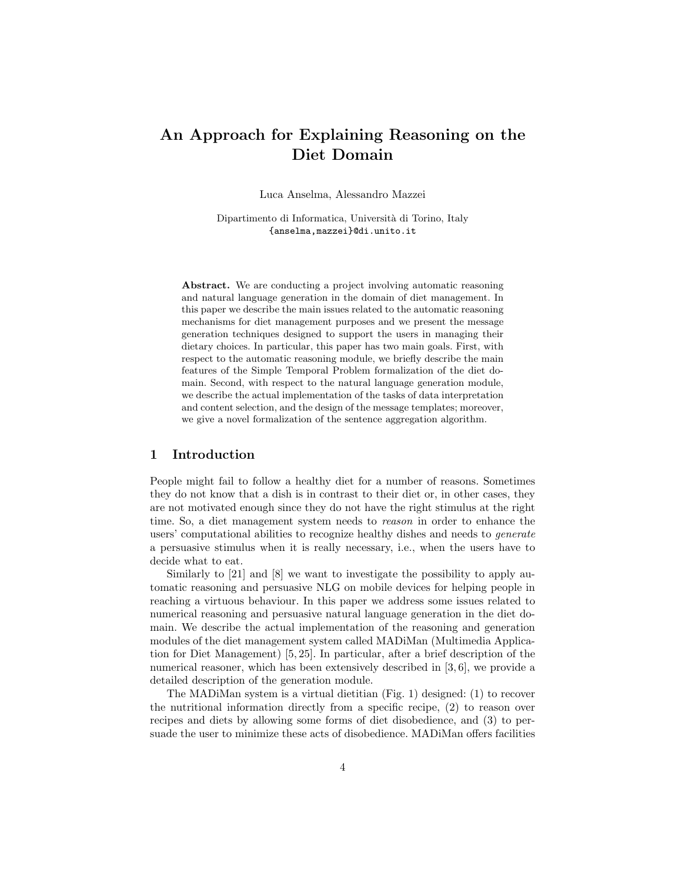# An Approach for Explaining Reasoning on the Diet Domain

Luca Anselma, Alessandro Mazzei

Dipartimento di Informatica, Università di Torino, Italy
{anselma,mazzei}@di.unito.it

**Abstract.** We are conducting a project involving automatic reasoning and natural language generation in the domain of diet management. In this paper we describe the main issues related to the automatic reasoning mechanisms for diet management purposes and we present the message generation techniques designed to support the users in managing their dietary choices. In particular, this paper has two main goals. First, with respect to the automatic reasoning module, we briefly describe the main features of the Simple Temporal Problem formalization of the diet domain. Second, with respect to the natural language generation module, we describe the actual implementation of the tasks of data interpretation and content selection, and the design of the message templates; moreover, we give a novel formalization of the sentence aggregation algorithm.

## 1 Introduction

People might fail to follow a healthy diet for a number of reasons. Sometimes they do not know that a dish is in contrast to their diet or, in other cases, they are not motivated enough since they do not have the right stimulus at the right time. So, a diet management system needs to *reason* in order to enhance the users' computational abilities to recognize healthy dishes and needs to *generate* a persuasive stimulus when it is really necessary, i.e., when the users have to decide what to eat.

Similarly to [21] and [8] we want to investigate the possibility to apply automatic reasoning and persuasive NLG on mobile devices for helping people in reaching a virtuous behaviour. In this paper we address some issues related to numerical reasoning and persuasive natural language generation in the diet domain. We describe the actual implementation of the reasoning and generation modules of the diet management system called MADiMan (Multimedia Application for Diet Management) [5, 25]. In particular, after a brief description of the numerical reasoner, which has been extensively described in [3, 6], we provide a detailed description of the generation module.

The MADiMan system is a virtual dietitian (Fig. 1) designed: (1) to recover the nutritional information directly from a specific recipe, (2) to reason over recipes and diets by allowing some forms of diet disobedience, and (3) to persuade the user to minimize these acts of disobedience. MADiMan offers facilities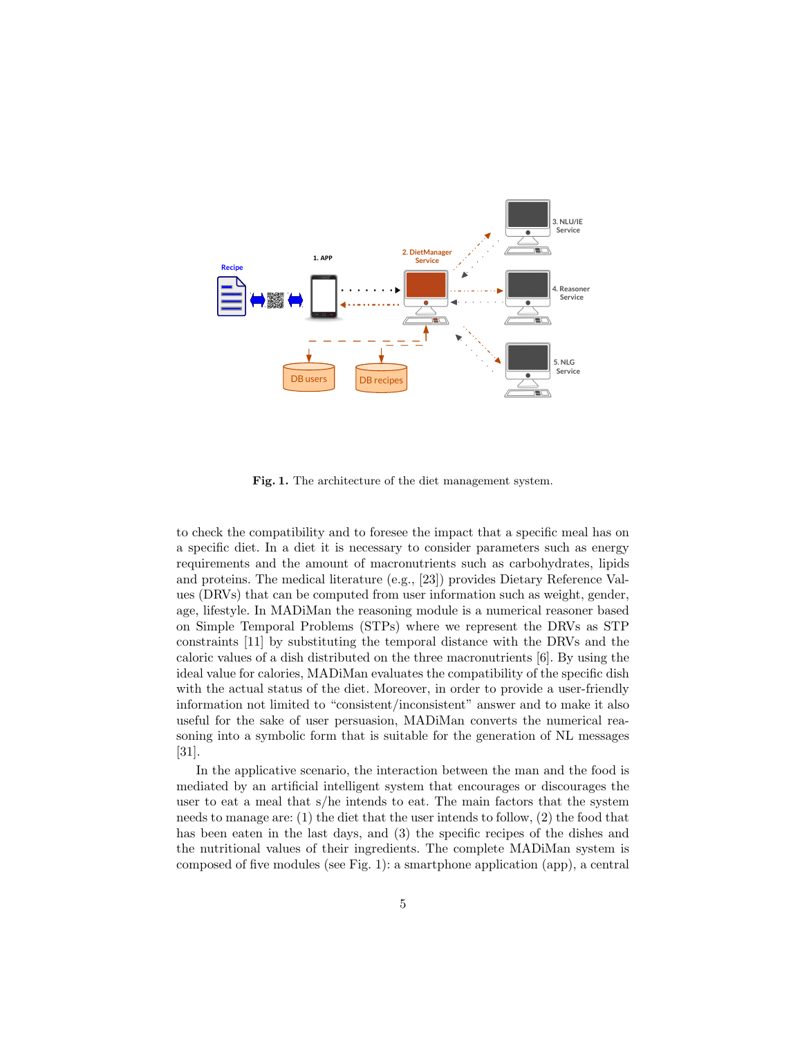Fig. 1. The architecture of the diet management system.

to check the compatibility and to foresee the impact that a specific meal has on a specific diet. In a diet it is necessary to consider parameters such as energy requirements and the amount of macronutrients such as carbohydrates, lipids and proteins. The medical literature (e.g., [23]) provides Dietary Reference Values (DRVs) that can be computed from user information such as weight, gender, age, lifestyle. In MADiMan the reasoning module is a numerical reasoner based on Simple Temporal Problems (STPs) where we represent the DRVs as STP constraints [11] by substituting the temporal distance with the DRVs and the caloric values of a dish distributed on the three macronutrients [6]. By using the ideal value for calories, MADiMan evaluates the compatibility of the specific dish with the actual status of the diet. Moreover, in order to provide a user-friendly information not limited to "consistent/inconsistent" answer and to make it also useful for the sake of user persuasion, MADiMan converts the numerical reasoning into a symbolic form that is suitable for the generation of NL messages [31].

In the applicative scenario, the interaction between the man and the food is mediated by an artificial intelligent system that encourages or discourages the user to eat a meal that s/he intends to eat. The main factors that the system needs to manage are: (1) the diet that the user intends to follow, (2) the food that has been eaten in the last days, and (3) the specific recipes of the dishes and the nutritional values of their ingredients. The complete MADiMan system is composed of five modules (see Fig. 1): a smartphone application (app), a central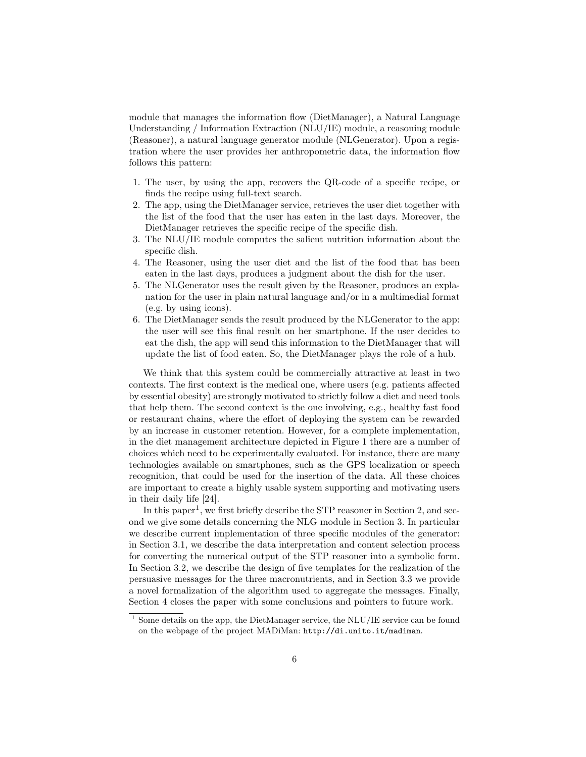module that manages the information flow (DietManager), a Natural Language Understanding / Information Extraction (NLU/IE) module, a reasoning module (Reasoner), a natural language generator module (NLGenerator). Upon a registration where the user provides her anthropometric data, the information flow follows this pattern:

1. The user, by using the app, recovers the QR-code of a specific recipe, or finds the recipe using full-text search.
2. The app, using the DietManager service, retrieves the user diet together with the list of the food that the user has eaten in the last days. Moreover, the DietManager retrieves the specific recipe of the specific dish.
3. The NLU/IE module computes the salient nutrition information about the specific dish.
4. The Reasoner, using the user diet and the list of the food that has been eaten in the last days, produces a judgment about the dish for the user.
5. The NLGenerator uses the result given by the Reasoner, produces an explanation for the user in plain natural language and/or in a multimedial format (e.g. by using icons).
6. The DietManager sends the result produced by the NLGenerator to the app: the user will see this final result on her smartphone. If the user decides to eat the dish, the app will send this information to the DietManager that will update the list of food eaten. So, the DietManager plays the role of a hub.

We think that this system could be commercially attractive at least in two contexts. The first context is the medical one, where users (e.g. patients affected by essential obesity) are strongly motivated to strictly follow a diet and need tools that help them. The second context is the one involving, e.g., healthy fast food or restaurant chains, where the effort of deploying the system can be rewarded by an increase in customer retention. However, for a complete implementation, in the diet management architecture depicted in Figure 1 there are a number of choices which need to be experimentally evaluated. For instance, there are many technologies available on smartphones, such as the GPS localization or speech recognition, that could be used for the insertion of the data. All these choices are important to create a highly usable system supporting and motivating users in their daily life [24].

In this paper[1], we first briefly describe the STP reasoner in Section 2, and second we give some details concerning the NLG module in Section 3. In particular we describe current implementation of three specific modules of the generator: in Section 3.1, we describe the data interpretation and content selection process for converting the numerical output of the STP reasoner into a symbolic form. In Section 3.2, we describe the design of five templates for the realization of the persuasive messages for the three macronutrients, and in Section 3.3 we provide a novel formalization of the algorithm used to aggregate the messages. Finally, Section 4 closes the paper with some conclusions and pointers to future work.

[1] Some details on the app, the DietManager service, the NLU/IE service can be found on the webpage of the project MADiMan: `http://di.unito.it/madiman`.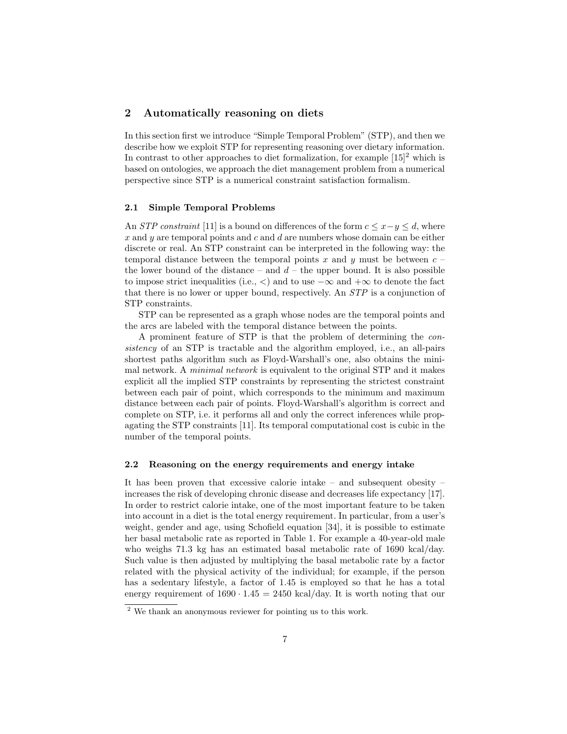## 2 Automatically reasoning on diets

In this section first we introduce "Simple Temporal Problem" (STP), and then we describe how we exploit STP for representing reasoning over dietary information. In contrast to other approaches to diet formalization, for example [15][2] which is based on ontologies, we approach the diet management problem from a numerical perspective since STP is a numerical constraint satisfaction formalism.

### 2.1 Simple Temporal Problems

An *STP constraint* [11] is a bound on differences of the form $c \leq x - y \leq d$, where $x$ and $y$ are temporal points and $c$ and $d$ are numbers whose domain can be either discrete or real. An STP constraint can be interpreted in the following way: the temporal distance between the temporal points $x$ and $y$ must be between $c$ – the lower bound of the distance – and $d$ – the upper bound. It is also possible to impose strict inequalities (i.e., $<$) and to use $-\infty$ and $+\infty$ to denote the fact that there is no lower or upper bound, respectively. An *STP* is a conjunction of STP constraints.

STP can be represented as a graph whose nodes are the temporal points and the arcs are labeled with the temporal distance between the points.

A prominent feature of STP is that the problem of determining the *consistency* of an STP is tractable and the algorithm employed, i.e., an all-pairs shortest paths algorithm such as Floyd-Warshall's one, also obtains the minimal network. A *minimal network* is equivalent to the original STP and it makes explicit all the implied STP constraints by representing the strictest constraint between each pair of point, which corresponds to the minimum and maximum distance between each pair of points. Floyd-Warshall's algorithm is correct and complete on STP, i.e. it performs all and only the correct inferences while propagating the STP constraints [11]. Its temporal computational cost is cubic in the number of the temporal points.

### 2.2 Reasoning on the energy requirements and energy intake

It has been proven that excessive calorie intake – and subsequent obesity – increases the risk of developing chronic disease and decreases life expectancy [17]. In order to restrict calorie intake, one of the most important feature to be taken into account in a diet is the total energy requirement. In particular, from a user's weight, gender and age, using Schofield equation [34], it is possible to estimate her basal metabolic rate as reported in Table 1. For example a 40-year-old male who weighs 71.3 kg has an estimated basal metabolic rate of 1690 kcal/day. Such value is then adjusted by multiplying the basal metabolic rate by a factor related with the physical activity of the individual; for example, if the person has a sedentary lifestyle, a factor of 1.45 is employed so that he has a total energy requirement of $1690 \cdot 1.45 = 2450$ kcal/day. It is worth noting that our

[2] We thank an anonymous reviewer for pointing us to this work.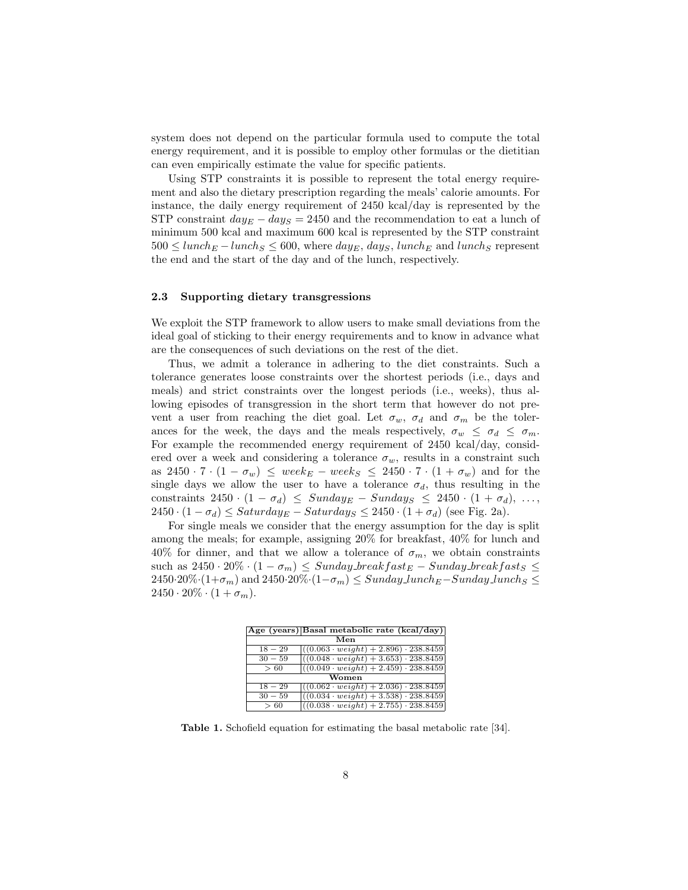system does not depend on the particular formula used to compute the total energy requirement, and it is possible to employ other formulas or the dietitian can even empirically estimate the value for specific patients.

Using STP constraints it is possible to represent the total energy requirement and also the dietary prescription regarding the meals' calorie amounts. For instance, the daily energy requirement of 2450 kcal/day is represented by the STP constraint $day_E - day_S = 2450$ and the recommendation to eat a lunch of minimum 500 kcal and maximum 600 kcal is represented by the STP constraint $500 \leq lunch_E - lunch_S \leq 600$, where $day_E$, $day_S$, $lunch_E$ and $lunch_S$ represent the end and the start of the day and of the lunch, respectively.

### 2.3 Supporting dietary transgressions

We exploit the STP framework to allow users to make small deviations from the ideal goal of sticking to their energy requirements and to know in advance what are the consequences of such deviations on the rest of the diet.

Thus, we admit a tolerance in adhering to the diet constraints. Such a tolerance generates loose constraints over the shortest periods (i.e., days and meals) and strict constraints over the longest periods (i.e., weeks), thus allowing episodes of transgression in the short term that however do not prevent a user from reaching the diet goal. Let $\sigma_w$, $\sigma_d$ and $\sigma_m$ be the tolerances for the week, the days and the meals respectively, $\sigma_w \leq \sigma_d \leq \sigma_m$. For example the recommended energy requirement of 2450 kcal/day, considered over a week and considering a tolerance $\sigma_w$, results in a constraint such as $2450 \cdot 7 \cdot (1 - \sigma_w) \leq week_E - week_S \leq 2450 \cdot 7 \cdot (1 + \sigma_w)$ and for the single days we allow the user to have a tolerance $\sigma_d$, thus resulting in the constraints $2450 \cdot (1 - \sigma_d) \leq Sunday_E - Sunday_S \leq 2450 \cdot (1 + \sigma_d)$, ..., $2450 \cdot (1 - \sigma_d) \leq Saturday_E - Saturday_S \leq 2450 \cdot (1 + \sigma_d)$ (see Fig. 2a).

For single meals we consider that the energy assumption for the day is split among the meals; for example, assigning 20% for breakfast, 40% for lunch and 40% for dinner, and that we allow a tolerance of $\sigma_m$, we obtain constraints such as $2450 \cdot 20\% \cdot (1 - \sigma_m) \leq Sunday\_breakfast_E - Sunday\_breakfast_S \leq 2450 \cdot 20\% \cdot (1 + \sigma_m)$ and $2450 \cdot 20\% \cdot (1 - \sigma_m) \leq Sunday\_lunch_E - Sunday\_lunch_S \leq 2450 \cdot 20\% \cdot (1 + \sigma_m)$.

| Age (years) | Basal metabolic rate (kcal/day) |
|---|---|
| **Men** | |
| $18-29$ | $((0.063 \cdot weight) + 2.896) \cdot 238.8459$ |
| $30-59$ | $((0.048 \cdot weight) + 3.653) \cdot 238.8459$ |
| $> 60$ | $((0.049 \cdot weight) + 2.459) \cdot 238.8459$ |
| **Women** | |
| $18-29$ | $((0.062 \cdot weight) + 2.036) \cdot 238.8459$ |
| $30-59$ | $((0.034 \cdot weight) + 3.538) \cdot 238.8459$ |
| $> 60$ | $((0.038 \cdot weight) + 2.755) \cdot 238.8459$ |

**Table 1.** Schofield equation for estimating the basal metabolic rate [34].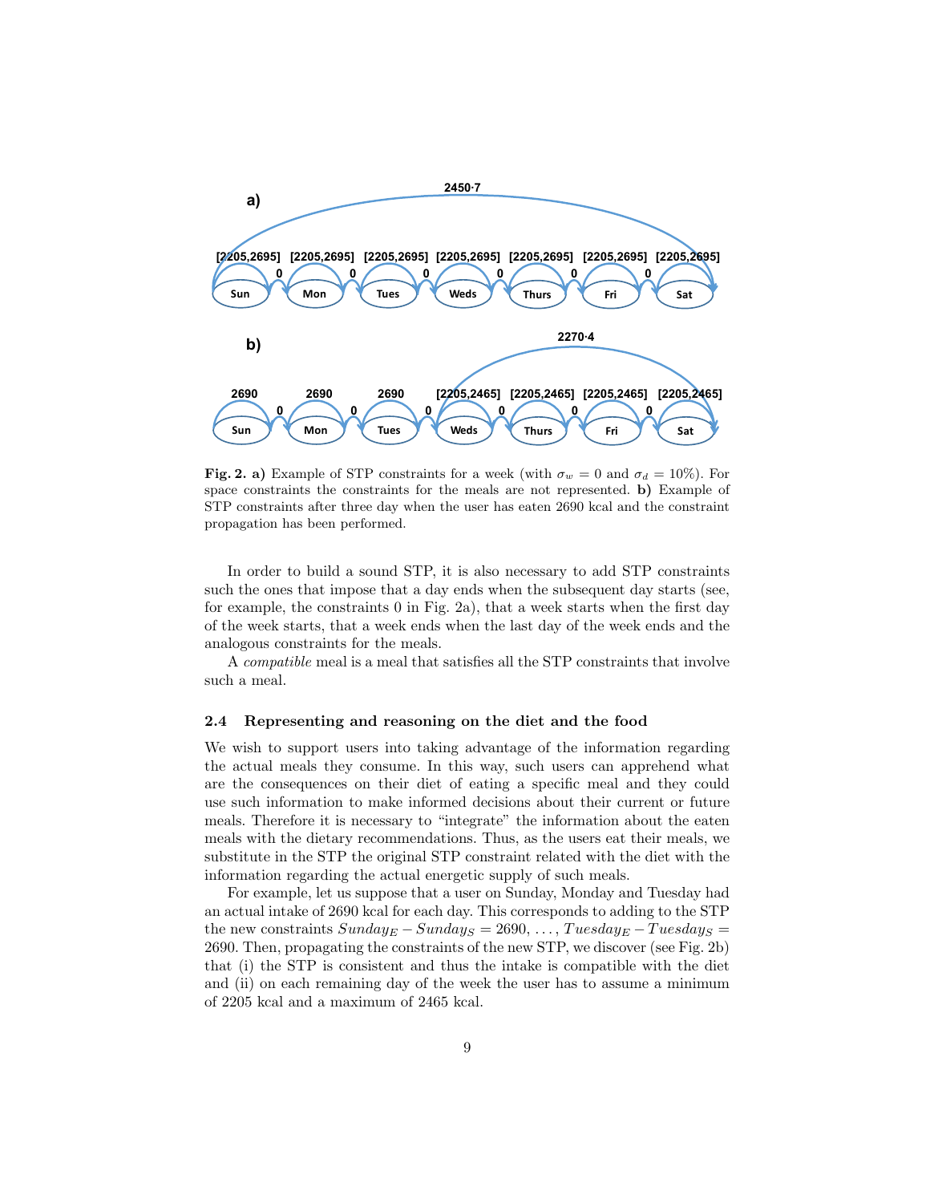**Fig. 2. a)** Example of STP constraints for a week (with $\sigma_w = 0$ and $\sigma_d = 10\%$). For space constraints the constraints for the meals are not represented. **b)** Example of STP constraints after three day when the user has eaten 2690 kcal and the constraint propagation has been performed.

In order to build a sound STP, it is also necessary to add STP constraints such the ones that impose that a day ends when the subsequent day starts (see, for example, the constraints 0 in Fig. 2a), that a week starts when the first day of the week starts, that a week ends when the last day of the week ends and the analogous constraints for the meals.

A *compatible* meal is a meal that satisfies all the STP constraints that involve such a meal.

### 2.4 Representing and reasoning on the diet and the food

We wish to support users into taking advantage of the information regarding the actual meals they consume. In this way, such users can apprehend what are the consequences on their diet of eating a specific meal and they could use such information to make informed decisions about their current or future meals. Therefore it is necessary to "integrate" the information about the eaten meals with the dietary recommendations. Thus, as the users eat their meals, we substitute in the STP the original STP constraint related with the diet with the information regarding the actual energetic supply of such meals.

For example, let us suppose that a user on Sunday, Monday and Tuesday had an actual intake of 2690 kcal for each day. This corresponds to adding to the STP the new constraints $Sunday_E - Sunday_S = 2690, \ldots, Tuesday_E - Tuesday_S = 2690$. Then, propagating the constraints of the new STP, we discover (see Fig. 2b) that (i) the STP is consistent and thus the intake is compatible with the diet and (ii) on each remaining day of the week the user has to assume a minimum of 2205 kcal and a maximum of 2465 kcal.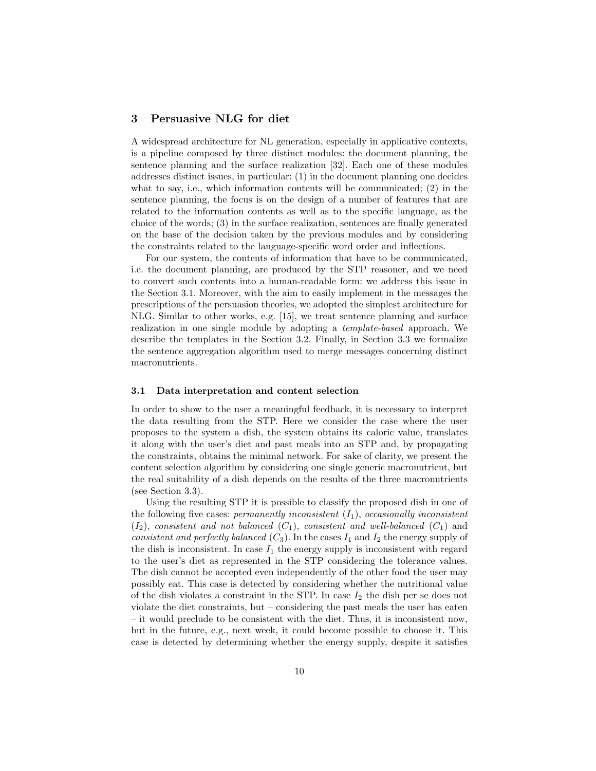## 3 Persuasive NLG for diet

A widespread architecture for NL generation, especially in applicative contexts, is a pipeline composed by three distinct modules: the document planning, the sentence planning and the surface realization [32]. Each one of these modules addresses distinct issues, in particular: (1) in the document planning one decides what to say, i.e., which information contents will be communicated; (2) in the sentence planning, the focus is on the design of a number of features that are related to the information contents as well as to the specific language, as the choice of the words; (3) in the surface realization, sentences are finally generated on the base of the decision taken by the previous modules and by considering the constraints related to the language-specific word order and inflections.

For our system, the contents of information that have to be communicated, i.e. the document planning, are produced by the STP reasoner, and we need to convert such contents into a human-readable form: we address this issue in the Section 3.1. Moreover, with the aim to easily implement in the messages the prescriptions of the persuasion theories, we adopted the simplest architecture for NLG. Similar to other works, e.g. [15], we treat sentence planning and surface realization in one single module by adopting a *template-based* approach. We describe the templates in the Section 3.2. Finally, in Section 3.3 we formalize the sentence aggregation algorithm used to merge messages concerning distinct macronutrients.

### 3.1 Data interpretation and content selection

In order to show to the user a meaningful feedback, it is necessary to interpret the data resulting from the STP. Here we consider the case where the user proposes to the system a dish, the system obtains its caloric value, translates it along with the user's diet and past meals into an STP and, by propagating the constraints, obtains the minimal network. For sake of clarity, we present the content selection algorithm by considering one single generic macronutrient, but the real suitability of a dish depends on the results of the three macronutrients (see Section 3.3).

Using the resulting STP it is possible to classify the proposed dish in one of the following five cases: *permanently inconsistent* ($I_1$), *occasionally inconsistent* ($I_2$), *consistent and not balanced* ($C_1$), *consistent and well-balanced* ($C_1$) and *consistent and perfectly balanced* ($C_3$). In the cases $I_1$ and $I_2$ the energy supply of the dish is inconsistent. In case $I_1$ the energy supply is inconsistent with regard to the user's diet as represented in the STP considering the tolerance values. The dish cannot be accepted even independently of the other food the user may possibly eat. This case is detected by considering whether the nutritional value of the dish violates a constraint in the STP. In case $I_2$ the dish per se does not violate the diet constraints, but – considering the past meals the user has eaten – it would preclude to be consistent with the diet. Thus, it is inconsistent now, but in the future, e.g., next week, it could become possible to choose it. This case is detected by determining whether the energy supply, despite it satisfies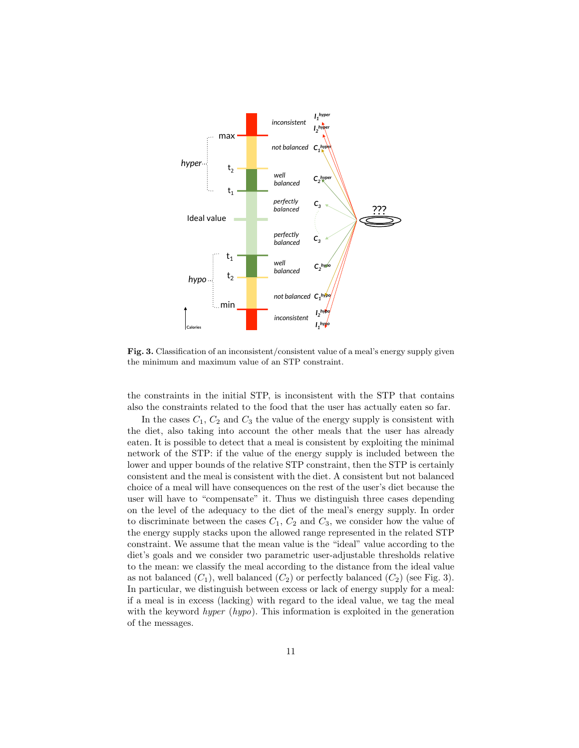**Fig. 3.** Classification of an inconsistent/consistent value of a meal's energy supply given the minimum and maximum value of an STP constraint.

the constraints in the initial STP, is inconsistent with the STP that contains also the constraints related to the food that the user has actually eaten so far.

In the cases $C_1$, $C_2$ and $C_3$ the value of the energy supply is consistent with the diet, also taking into account the other meals that the user has already eaten. It is possible to detect that a meal is consistent by exploiting the minimal network of the STP: if the value of the energy supply is included between the lower and upper bounds of the relative STP constraint, then the STP is certainly consistent and the meal is consistent with the diet. A consistent but not balanced choice of a meal will have consequences on the rest of the user's diet because the user will have to "compensate" it. Thus we distinguish three cases depending on the level of the adequacy to the diet of the meal's energy supply. In order to discriminate between the cases $C_1$, $C_2$ and $C_3$, we consider how the value of the energy supply stacks upon the allowed range represented in the related STP constraint. We assume that the mean value is the "ideal" value according to the diet's goals and we consider two parametric user-adjustable thresholds relative to the mean: we classify the meal according to the distance from the ideal value as not balanced ($C_1$), well balanced ($C_2$) or perfectly balanced ($C_2$) (see Fig. 3). In particular, we distinguish between excess or lack of energy supply for a meal: if a meal is in excess (lacking) with regard to the ideal value, we tag the meal with the keyword *hyper* (*hypo*). This information is exploited in the generation of the messages.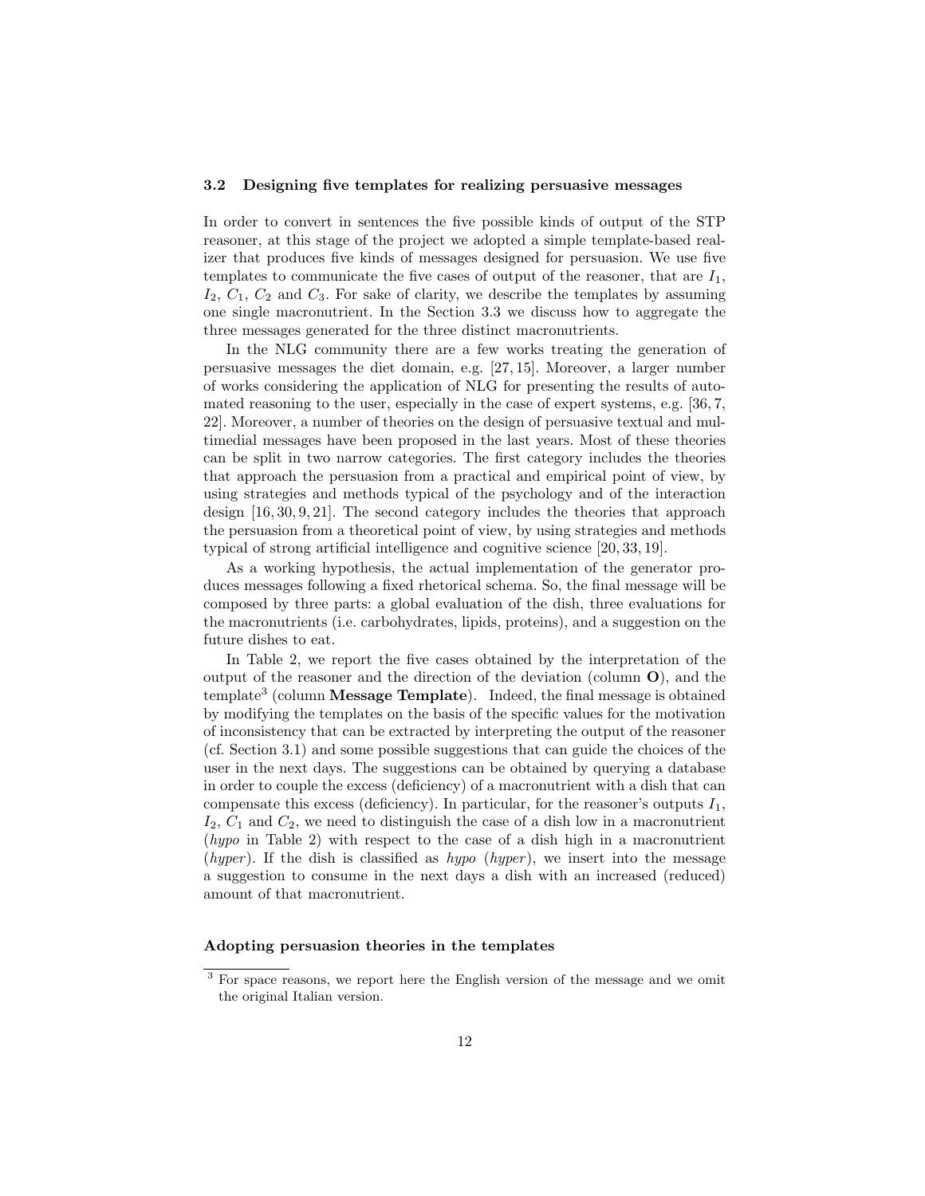### 3.2 Designing five templates for realizing persuasive messages

In order to convert in sentences the five possible kinds of output of the STP reasoner, at this stage of the project we adopted a simple template-based realizer that produces five kinds of messages designed for persuasion. We use five templates to communicate the five cases of output of the reasoner, that are $I_1$, $I_2$, $C_1$, $C_2$ and $C_3$. For sake of clarity, we describe the templates by assuming one single macronutrient. In the Section 3.3 we discuss how to aggregate the three messages generated for the three distinct macronutrients.

In the NLG community there are a few works treating the generation of persuasive messages the diet domain, e.g. [27, 15]. Moreover, a larger number of works considering the application of NLG for presenting the results of automated reasoning to the user, especially in the case of expert systems, e.g. [36, 7, 22]. Moreover, a number of theories on the design of persuasive textual and multimedial messages have been proposed in the last years. Most of these theories can be split in two narrow categories. The first category includes the theories that approach the persuasion from a practical and empirical point of view, by using strategies and methods typical of the psychology and of the interaction design [16, 30, 9, 21]. The second category includes the theories that approach the persuasion from a theoretical point of view, by using strategies and methods typical of strong artificial intelligence and cognitive science [20, 33, 19].

As a working hypothesis, the actual implementation of the generator produces messages following a fixed rhetorical schema. So, the final message will be composed by three parts: a global evaluation of the dish, three evaluations for the macronutrients (i.e. carbohydrates, lipids, proteins), and a suggestion on the future dishes to eat.

In Table 2, we report the five cases obtained by the interpretation of the output of the reasoner and the direction of the deviation (column **O**), and the template[3] (column **Message Template**). Indeed, the final message is obtained by modifying the templates on the basis of the specific values for the motivation of inconsistency that can be extracted by interpreting the output of the reasoner (cf. Section 3.1) and some possible suggestions that can guide the choices of the user in the next days. The suggestions can be obtained by querying a database in order to couple the excess (deficiency) of a macronutrient with a dish that can compensate this excess (deficiency). In particular, for the reasoner's outputs $I_1$, $I_2$, $C_1$ and $C_2$, we need to distinguish the case of a dish low in a macronutrient (*hypo* in Table 2) with respect to the case of a dish high in a macronutrient (*hyper*). If the dish is classified as *hypo* (*hyper*), we insert into the message a suggestion to consume in the next days a dish with an increased (reduced) amount of that macronutrient.

**Adopting persuasion theories in the templates**

[3] For space reasons, we report here the English version of the message and we omit the original Italian version.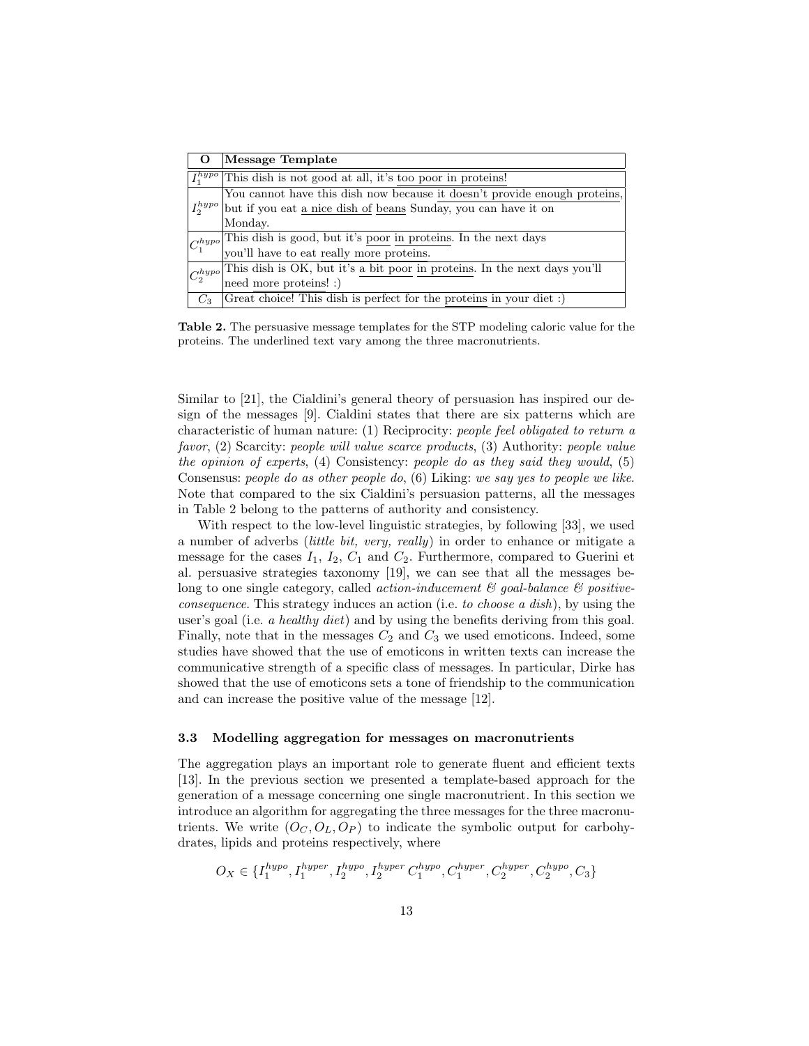| O | Message Template |
|---|---|
| $I_1^{hypo}$ | This dish is not good at all, it's too poor in proteins! |
| $I_2^{hypo}$ | You cannot have this dish now because it doesn't provide enough proteins, but if you eat a nice dish of beans Sunday, you can have it on Monday. |
| $C_1^{hypo}$ | This dish is good, but it's poor in proteins. In the next days you'll have to eat really more proteins. |
| $C_2^{hypo}$ | This dish is OK, but it's a bit poor in proteins. In the next days you'll need more proteins! :) |
| $C_3$ | Great choice! This dish is perfect for the proteins in your diet :) |

**Table 2.** The persuasive message templates for the STP modeling caloric value for the proteins. The underlined text vary among the three macronutrients.

Similar to [21], the Cialdini's general theory of persuasion has inspired our design of the messages [9]. Cialdini states that there are six patterns which are characteristic of human nature: (1) Reciprocity: *people feel obligated to return a favor*, (2) Scarcity: *people will value scarce products*, (3) Authority: *people value the opinion of experts*, (4) Consistency: *people do as they said they would*, (5) Consensus: *people do as other people do*, (6) Liking: *we say yes to people we like*. Note that compared to the six Cialdini's persuasion patterns, all the messages in Table 2 belong to the patterns of authority and consistency.

With respect to the low-level linguistic strategies, by following [33], we used a number of adverbs (*little bit, very, really*) in order to enhance or mitigate a message for the cases $I_1$, $I_2$, $C_1$ and $C_2$. Furthermore, compared to Guerini et al. persuasive strategies taxonomy [19], we can see that all the messages belong to one single category, called *action-inducement & goal-balance & positive-consequence*. This strategy induces an action (i.e. *to choose a dish*), by using the user's goal (i.e. *a healthy diet*) and by using the benefits deriving from this goal. Finally, note that in the messages $C_2$ and $C_3$ we used emoticons. Indeed, some studies have showed that the use of emoticons in written texts can increase the communicative strength of a specific class of messages. In particular, Dirke has showed that the use of emoticons sets a tone of friendship to the communication and can increase the positive value of the message [12].

### 3.3 Modelling aggregation for messages on macronutrients

The aggregation plays an important role to generate fluent and efficient texts [13]. In the previous section we presented a template-based approach for the generation of a message concerning one single macronutrient. In this section we introduce an algorithm for aggregating the three messages for the three macronutrients. We write $(O_C, O_L, O_P)$ to indicate the symbolic output for carbohydrates, lipids and proteins respectively, where

$$O_X \in \{I_1^{hypo}, I_1^{hyper}, I_2^{hypo}, I_2^{hyper}\ C_1^{hypo}, C_1^{hyper}, C_2^{hyper}, C_2^{hypo}, C_3\}$$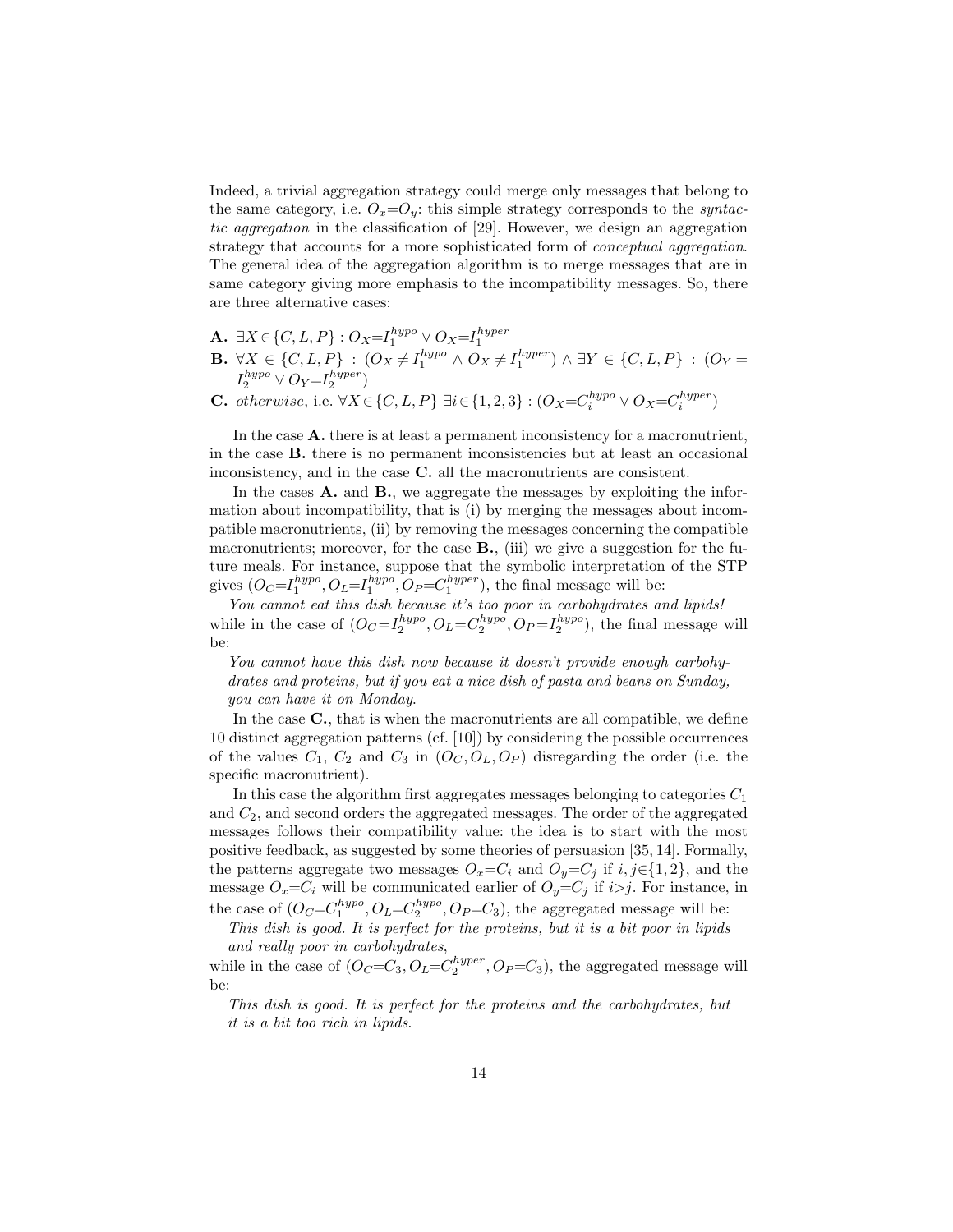Indeed, a trivial aggregation strategy could merge only messages that belong to the same category, i.e. $O_x{=}O_y$: this simple strategy corresponds to the *syntactic aggregation* in the classification of [29]. However, we design an aggregation strategy that accounts for a more sophisticated form of *conceptual aggregation*. The general idea of the aggregation algorithm is to merge messages that are in same category giving more emphasis to the incompatibility messages. So, there are three alternative cases:

**A.** $\exists X \in \{C, L, P\} : O_X{=}I_1^{hypo} \vee O_X{=}I_1^{hyper}$

**B.** $\forall X \in \{C, L, P\} : (O_X \neq I_1^{hypo} \wedge O_X \neq I_1^{hyper}) \wedge \exists Y \in \{C, L, P\} : (O_Y = I_2^{hypo} \vee O_Y{=}I_2^{hyper})$

**C.** *otherwise*, i.e. $\forall X \in \{C, L, P\}\ \exists i \in \{1, 2, 3\} : (O_X{=}C_i^{hypo} \vee O_X{=}C_i^{hyper})$

In the case **A.** there is at least a permanent inconsistency for a macronutrient, in the case **B.** there is no permanent inconsistencies but at least an occasional inconsistency, and in the case **C.** all the macronutrients are consistent.

In the cases **A.** and **B.**, we aggregate the messages by exploiting the information about incompatibility, that is (i) by merging the messages about incompatible macronutrients, (ii) by removing the messages concerning the compatible macronutrients; moreover, for the case **B.**, (iii) we give a suggestion for the future meals. For instance, suppose that the symbolic interpretation of the STP gives $(O_C{=}I_1^{hypo}, O_L{=}I_1^{hypo}, O_P{=}C_1^{hyper})$, the final message will be:

*You cannot eat this dish because it's too poor in carbohydrates and lipids!*

while in the case of $(O_C{=}I_2^{hypo}, O_L{=}C_2^{hypo}, O_P{=}I_2^{hypo})$, the final message will be:

*You cannot have this dish now because it doesn't provide enough carbohydrates and proteins, but if you eat a nice dish of pasta and beans on Sunday, you can have it on Monday.*

In the case **C.**, that is when the macronutrients are all compatible, we define 10 distinct aggregation patterns (cf. [10]) by considering the possible occurrences of the values $C_1$, $C_2$ and $C_3$ in $(O_C, O_L, O_P)$ disregarding the order (i.e. the specific macronutrient).

In this case the algorithm first aggregates messages belonging to categories $C_1$ and $C_2$, and second orders the aggregated messages. The order of the aggregated messages follows their compatibility value: the idea is to start with the most positive feedback, as suggested by some theories of persuasion [35, 14]. Formally, the patterns aggregate two messages $O_x{=}C_i$ and $O_y{=}C_j$ if $i, j{\in}\{1, 2\}$, and the message $O_x{=}C_i$ will be communicated earlier of $O_y{=}C_j$ if $i{>}j$. For instance, in the case of $(O_C{=}C_1^{hypo}, O_L{=}C_2^{hypo}, O_P{=}C_3)$, the aggregated message will be:

*This dish is good. It is perfect for the proteins, but it is a bit poor in lipids and really poor in carbohydrates,*

while in the case of $(O_C{=}C_3, O_L{=}C_2^{hyper}, O_P{=}C_3)$, the aggregated message will be:

*This dish is good. It is perfect for the proteins and the carbohydrates, but it is a bit too rich in lipids.*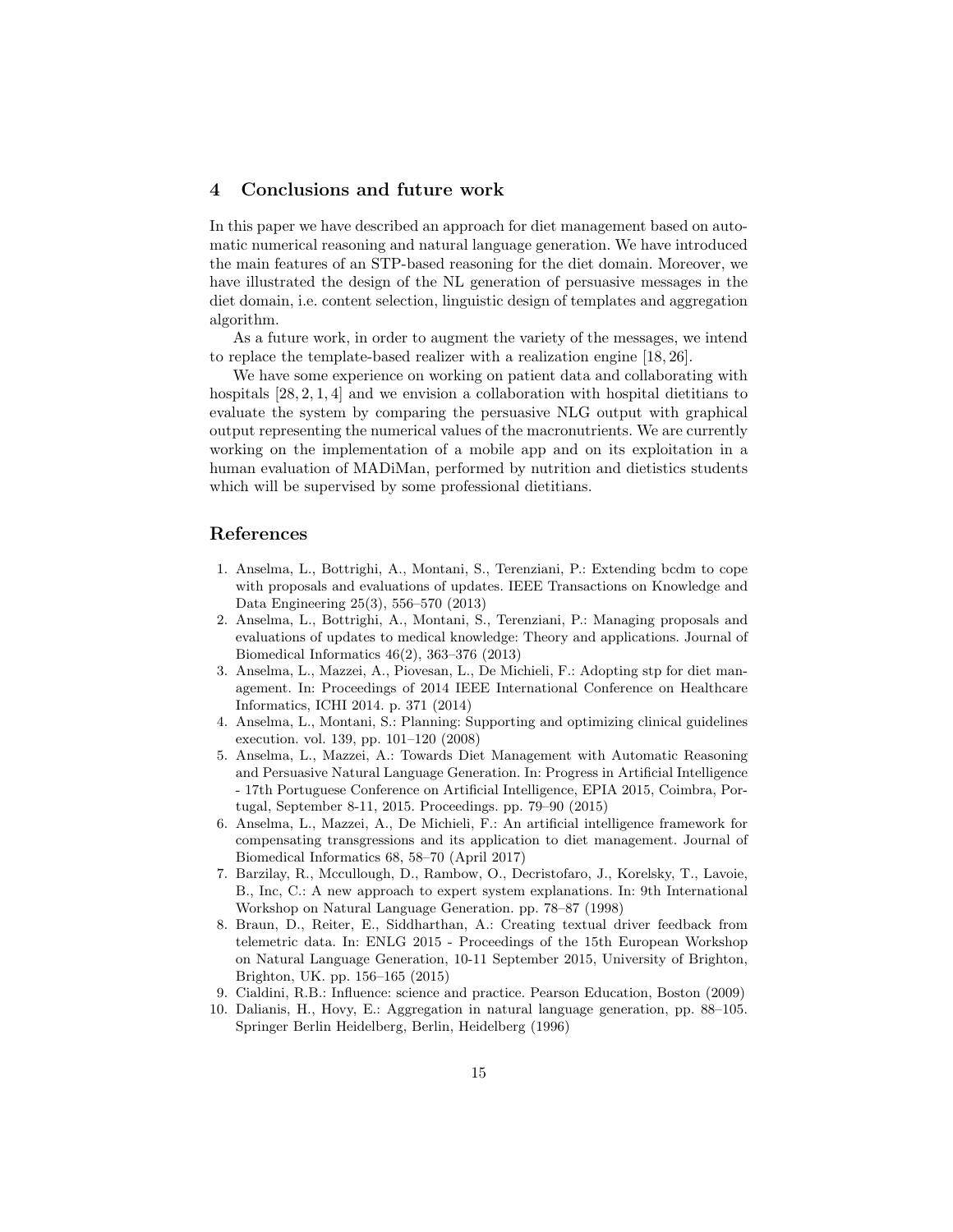## 4 Conclusions and future work

In this paper we have described an approach for diet management based on automatic numerical reasoning and natural language generation. We have introduced the main features of an STP-based reasoning for the diet domain. Moreover, we have illustrated the design of the NL generation of persuasive messages in the diet domain, i.e. content selection, linguistic design of templates and aggregation algorithm.

As a future work, in order to augment the variety of the messages, we intend to replace the template-based realizer with a realization engine [18, 26].

We have some experience on working on patient data and collaborating with hospitals [28, 2, 1, 4] and we envision a collaboration with hospital dietitians to evaluate the system by comparing the persuasive NLG output with graphical output representing the numerical values of the macronutrients. We are currently working on the implementation of a mobile app and on its exploitation in a human evaluation of MADiMan, performed by nutrition and dietistics students which will be supervised by some professional dietitians.

## References

1. Anselma, L., Bottrighi, A., Montani, S., Terenziani, P.: Extending bcdm to cope with proposals and evaluations of updates. IEEE Transactions on Knowledge and Data Engineering 25(3), 556–570 (2013)
2. Anselma, L., Bottrighi, A., Montani, S., Terenziani, P.: Managing proposals and evaluations of updates to medical knowledge: Theory and applications. Journal of Biomedical Informatics 46(2), 363–376 (2013)
3. Anselma, L., Mazzei, A., Piovesan, L., De Michieli, F.: Adopting stp for diet management. In: Proceedings of 2014 IEEE International Conference on Healthcare Informatics, ICHI 2014. p. 371 (2014)
4. Anselma, L., Montani, S.: Planning: Supporting and optimizing clinical guidelines execution. vol. 139, pp. 101–120 (2008)
5. Anselma, L., Mazzei, A.: Towards Diet Management with Automatic Reasoning and Persuasive Natural Language Generation. In: Progress in Artificial Intelligence - 17th Portuguese Conference on Artificial Intelligence, EPIA 2015, Coimbra, Portugal, September 8-11, 2015. Proceedings. pp. 79–90 (2015)
6. Anselma, L., Mazzei, A., De Michieli, F.: An artificial intelligence framework for compensating transgressions and its application to diet management. Journal of Biomedical Informatics 68, 58–70 (April 2017)
7. Barzilay, R., Mccullough, D., Rambow, O., Decristofaro, J., Korelsky, T., Lavoie, B., Inc, C.: A new approach to expert system explanations. In: 9th International Workshop on Natural Language Generation. pp. 78–87 (1998)
8. Braun, D., Reiter, E., Siddharthan, A.: Creating textual driver feedback from telemetric data. In: ENLG 2015 - Proceedings of the 15th European Workshop on Natural Language Generation, 10-11 September 2015, University of Brighton, Brighton, UK. pp. 156–165 (2015)
9. Cialdini, R.B.: Influence: science and practice. Pearson Education, Boston (2009)
10. Dalianis, H., Hovy, E.: Aggregation in natural language generation, pp. 88–105. Springer Berlin Heidelberg, Berlin, Heidelberg (1996)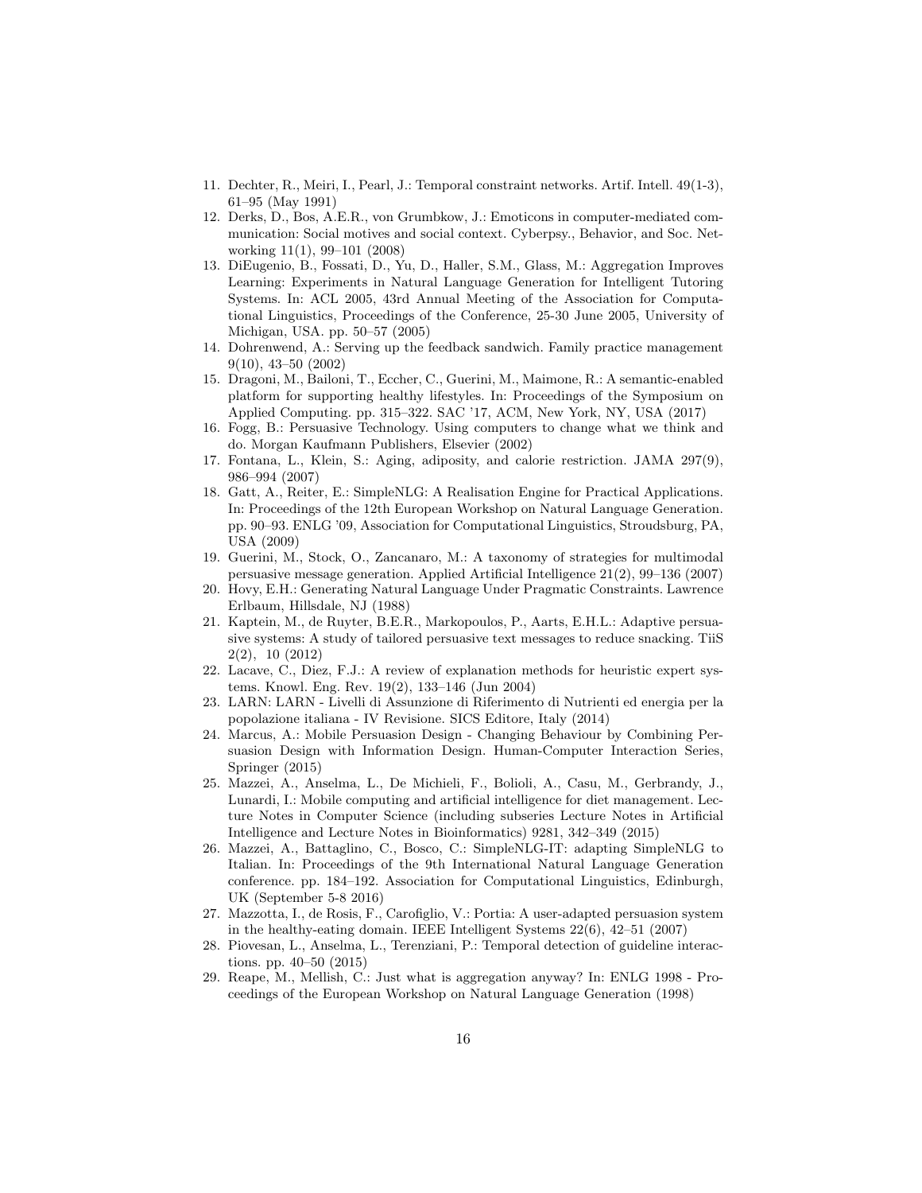11. Dechter, R., Meiri, I., Pearl, J.: Temporal constraint networks. Artif. Intell. 49(1-3), 61–95 (May 1991)
12. Derks, D., Bos, A.E.R., von Grumbkow, J.: Emoticons in computer-mediated communication: Social motives and social context. Cyberpsy., Behavior, and Soc. Networking 11(1), 99–101 (2008)
13. DiEugenio, B., Fossati, D., Yu, D., Haller, S.M., Glass, M.: Aggregation Improves Learning: Experiments in Natural Language Generation for Intelligent Tutoring Systems. In: ACL 2005, 43rd Annual Meeting of the Association for Computational Linguistics, Proceedings of the Conference, 25-30 June 2005, University of Michigan, USA. pp. 50–57 (2005)
14. Dohrenwend, A.: Serving up the feedback sandwich. Family practice management 9(10), 43–50 (2002)
15. Dragoni, M., Bailoni, T., Eccher, C., Guerini, M., Maimone, R.: A semantic-enabled platform for supporting healthy lifestyles. In: Proceedings of the Symposium on Applied Computing. pp. 315–322. SAC '17, ACM, New York, NY, USA (2017)
16. Fogg, B.: Persuasive Technology. Using computers to change what we think and do. Morgan Kaufmann Publishers, Elsevier (2002)
17. Fontana, L., Klein, S.: Aging, adiposity, and calorie restriction. JAMA 297(9), 986–994 (2007)
18. Gatt, A., Reiter, E.: SimpleNLG: A Realisation Engine for Practical Applications. In: Proceedings of the 12th European Workshop on Natural Language Generation. pp. 90–93. ENLG '09, Association for Computational Linguistics, Stroudsburg, PA, USA (2009)
19. Guerini, M., Stock, O., Zancanaro, M.: A taxonomy of strategies for multimodal persuasive message generation. Applied Artificial Intelligence 21(2), 99–136 (2007)
20. Hovy, E.H.: Generating Natural Language Under Pragmatic Constraints. Lawrence Erlbaum, Hillsdale, NJ (1988)
21. Kaptein, M., de Ruyter, B.E.R., Markopoulos, P., Aarts, E.H.L.: Adaptive persuasive systems: A study of tailored persuasive text messages to reduce snacking. TiiS 2(2), 10 (2012)
22. Lacave, C., Diez, F.J.: A review of explanation methods for heuristic expert systems. Knowl. Eng. Rev. 19(2), 133–146 (Jun 2004)
23. LARN: LARN - Livelli di Assunzione di Riferimento di Nutrienti ed energia per la popolazione italiana - IV Revisione. SICS Editore, Italy (2014)
24. Marcus, A.: Mobile Persuasion Design - Changing Behaviour by Combining Persuasion Design with Information Design. Human-Computer Interaction Series, Springer (2015)
25. Mazzei, A., Anselma, L., De Michieli, F., Bolioli, A., Casu, M., Gerbrandy, J., Lunardi, I.: Mobile computing and artificial intelligence for diet management. Lecture Notes in Computer Science (including subseries Lecture Notes in Artificial Intelligence and Lecture Notes in Bioinformatics) 9281, 342–349 (2015)
26. Mazzei, A., Battaglino, C., Bosco, C.: SimpleNLG-IT: adapting SimpleNLG to Italian. In: Proceedings of the 9th International Natural Language Generation conference. pp. 184–192. Association for Computational Linguistics, Edinburgh, UK (September 5-8 2016)
27. Mazzotta, I., de Rosis, F., Carofiglio, V.: Portia: A user-adapted persuasion system in the healthy-eating domain. IEEE Intelligent Systems 22(6), 42–51 (2007)
28. Piovesan, L., Anselma, L., Terenziani, P.: Temporal detection of guideline interactions. pp. 40–50 (2015)
29. Reape, M., Mellish, C.: Just what is aggregation anyway? In: ENLG 1998 - Proceedings of the European Workshop on Natural Language Generation (1998)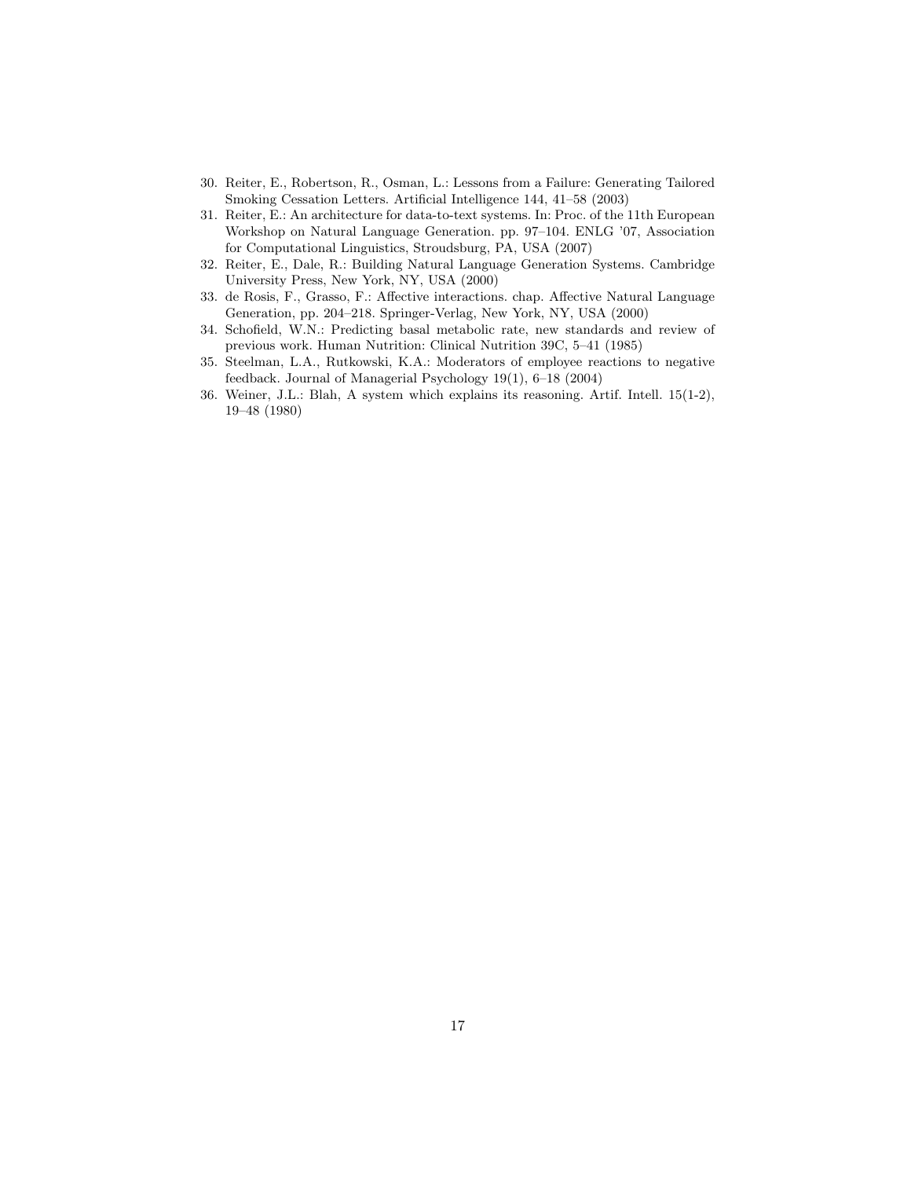30. Reiter, E., Robertson, R., Osman, L.: Lessons from a Failure: Generating Tailored Smoking Cessation Letters. Artificial Intelligence 144, 41–58 (2003)
31. Reiter, E.: An architecture for data-to-text systems. In: Proc. of the 11th European Workshop on Natural Language Generation. pp. 97–104. ENLG '07, Association for Computational Linguistics, Stroudsburg, PA, USA (2007)
32. Reiter, E., Dale, R.: Building Natural Language Generation Systems. Cambridge University Press, New York, NY, USA (2000)
33. de Rosis, F., Grasso, F.: Affective interactions. chap. Affective Natural Language Generation, pp. 204–218. Springer-Verlag, New York, NY, USA (2000)
34. Schofield, W.N.: Predicting basal metabolic rate, new standards and review of previous work. Human Nutrition: Clinical Nutrition 39C, 5–41 (1985)
35. Steelman, L.A., Rutkowski, K.A.: Moderators of employee reactions to negative feedback. Journal of Managerial Psychology 19(1), 6–18 (2004)
36. Weiner, J.L.: Blah, A system which explains its reasoning. Artif. Intell. 15(1-2), 19–48 (1980)